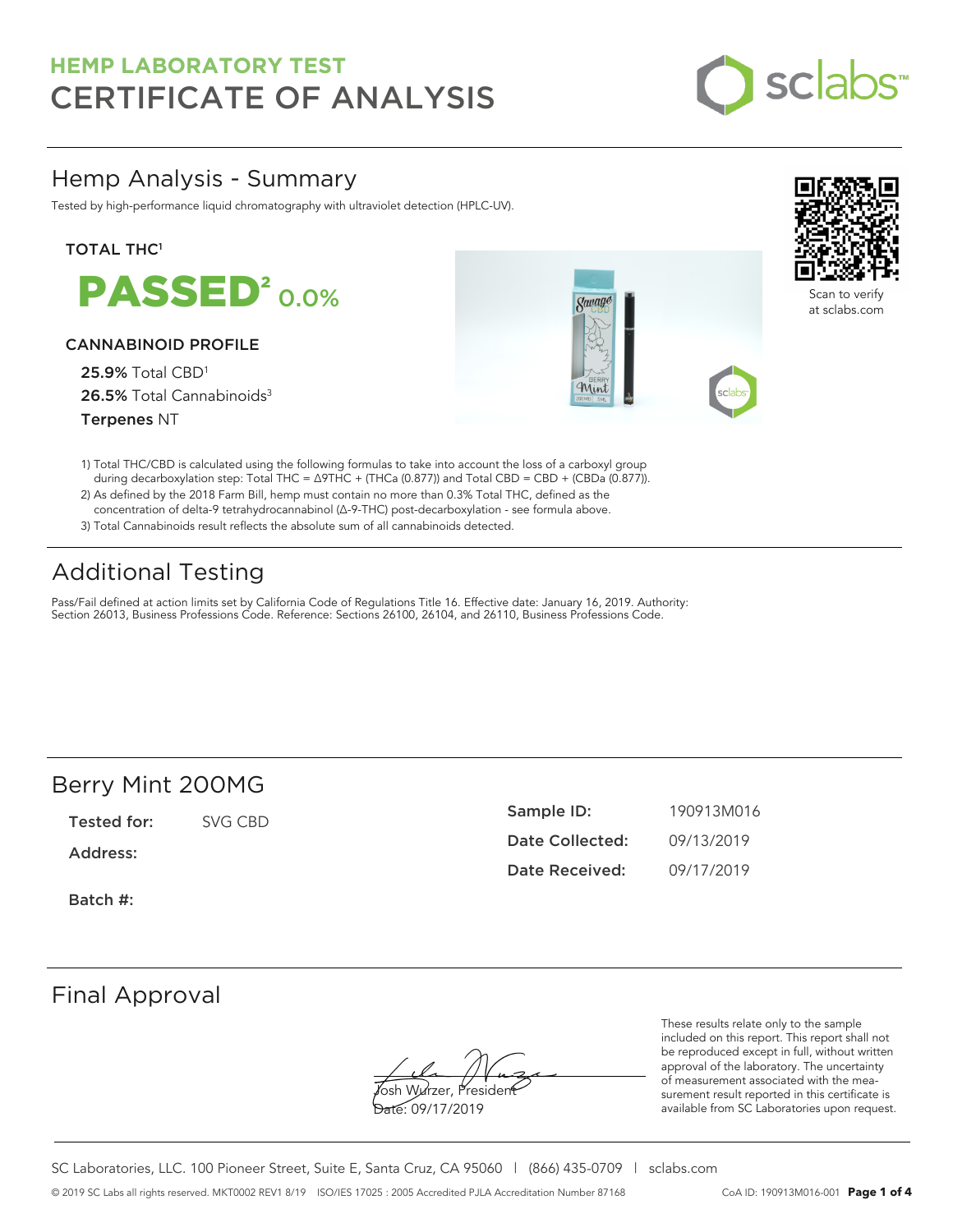# HEMP LABORATORY TEST
# CERTIFICATE OF ANALYSIS

## Hemp Analysis - Summary

Tested by high-performance liquid chromatography with ultraviolet detection (HPLC-UV).

Scan to verify at sclabs.com

**TOTAL THC**[1]

**PASSED**[2] 0.0%

**CANNABINOID PROFILE**

**25.9%** Total CBD[1]

**26.5%** Total Cannabinoids[3]

**Terpenes** NT

1) Total THC/CBD is calculated using the following formulas to take into account the loss of a carboxyl group during decarboxylation step: Total THC = Δ9THC + (THCa (0.877)) and Total CBD = CBD + (CBDa (0.877)).
2) As defined by the 2018 Farm Bill, hemp must contain no more than 0.3% Total THC, defined as the concentration of delta-9 tetrahydrocannabinol (Δ-9-THC) post-decarboxylation - see formula above.
3) Total Cannabinoids result reflects the absolute sum of all cannabinoids detected.

## Additional Testing

Pass/Fail defined at action limits set by California Code of Regulations Title 16. Effective date: January 16, 2019. Authority: Section 26013, Business Professions Code. Reference: Sections 26100, 26104, and 26110, Business Professions Code.

## Berry Mint 200MG

**Tested for:** SVG CBD

**Address:**

**Batch #:**

**Sample ID:** 190913M016

**Date Collected:** 09/13/2019

**Date Received:** 09/17/2019

## Final Approval

Josh Wurzer, President

Date: 09/17/2019

These results relate only to the sample included on this report. This report shall not be reproduced except in full, without written approval of the laboratory. The uncertainty of measurement associated with the measurement result reported in this certificate is available from SC Laboratories upon request.

SC Laboratories, LLC. 100 Pioneer Street, Suite E, Santa Cruz, CA 95060 | (866) 435-0709 | sclabs.com

© 2019 SC Labs all rights reserved. MKT0002 REV1 8/19 ISO/IES 17025 : 2005 Accredited PJLA Accreditation Number 87168 CoA ID: 190913M016-001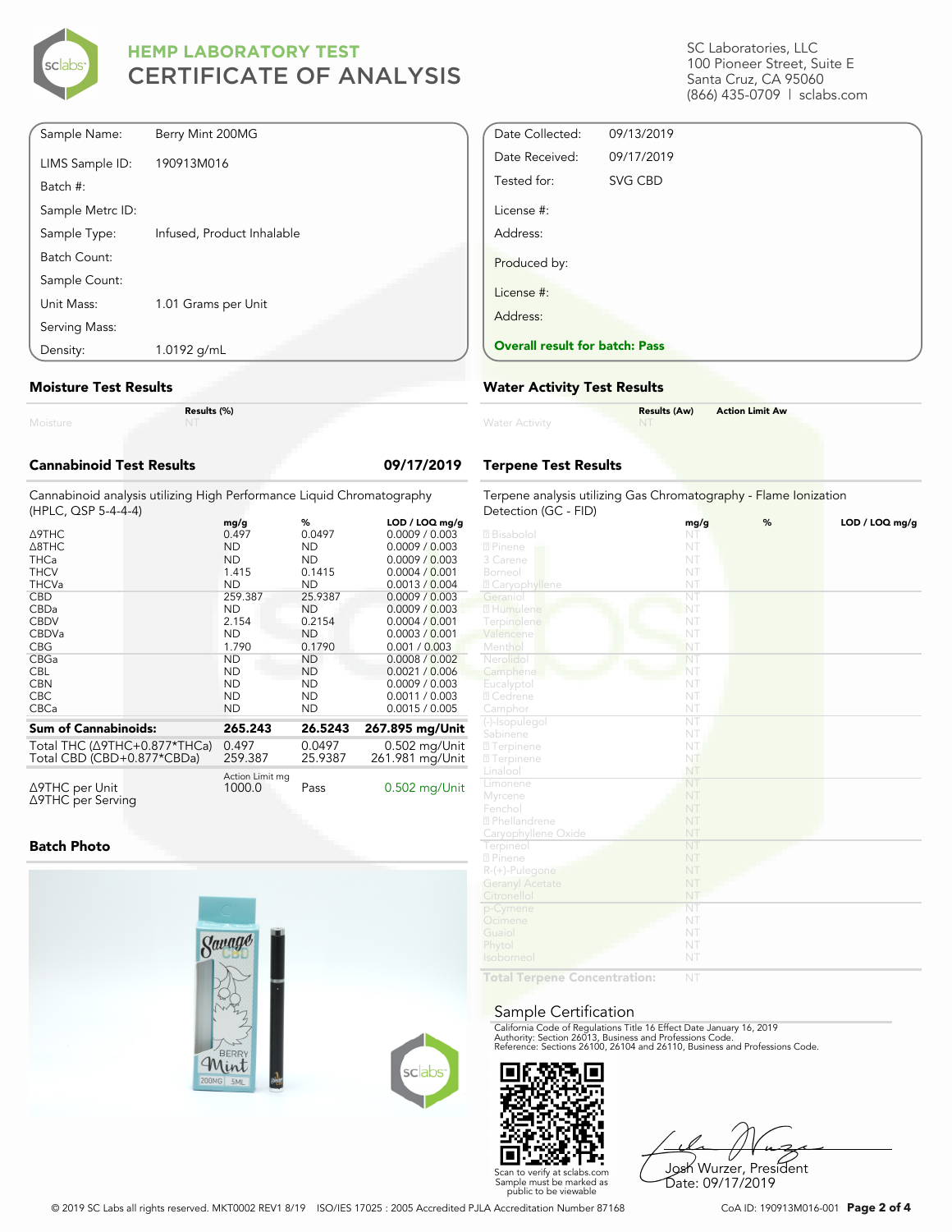# HEMP LABORATORY TEST
## CERTIFICATE OF ANALYSIS

SC Laboratories, LLC
100 Pioneer Street, Suite E
Santa Cruz, CA 95060
(866) 435-0709 | sclabs.com

| | |
|---|---|
| Sample Name: | Berry Mint 200MG |
| LIMS Sample ID: | 190913M016 |
| Batch #: | |
| Sample Metrc ID: | |
| Sample Type: | Infused, Product Inhalable |
| Batch Count: | |
| Sample Count: | |
| Unit Mass: | 1.01 Grams per Unit |
| Serving Mass: | |
| Density: | 1.0192 g/mL |

| | |
|---|---|
| Date Collected: | 09/13/2019 |
| Date Received: | 09/17/2019 |
| Tested for: | SVG CBD |
| License #: | |
| Address: | |
| Produced by: | |
| License #: | |
| Address: | |

**Overall result for batch: Pass**

### Moisture Test Results

| | Results (%) |
|---|---|
| Moisture | NT |

### Water Activity Test Results

| | Results (Aw) | Action Limit Aw |
|---|---|---|
| Water Activity | NT | |

### Cannabinoid Test Results — 09/17/2019

Cannabinoid analysis utilizing High Performance Liquid Chromatography (HPLC, QSP 5-4-4-4)

| | mg/g | % | LOD / LOQ mg/g |
|---|---|---|---|
| Δ9THC | 0.497 | 0.0497 | 0.0009 / 0.003 |
| Δ8THC | ND | ND | 0.0009 / 0.003 |
| THCa | ND | ND | 0.0009 / 0.003 |
| THCV | 1.415 | 0.1415 | 0.0004 / 0.001 |
| THCVa | ND | ND | 0.0013 / 0.004 |
| CBD | 259.387 | 25.9387 | 0.0009 / 0.003 |
| CBDa | ND | ND | 0.0009 / 0.003 |
| CBDV | 2.154 | 0.2154 | 0.0004 / 0.001 |
| CBDVa | ND | ND | 0.0003 / 0.001 |
| CBG | 1.790 | 0.1790 | 0.001 / 0.003 |
| CBGa | ND | ND | 0.0008 / 0.002 |
| CBL | ND | ND | 0.0021 / 0.006 |
| CBN | ND | ND | 0.0009 / 0.003 |
| CBC | ND | ND | 0.0011 / 0.003 |
| CBCa | ND | ND | 0.0015 / 0.005 |
| **Sum of Cannabinoids:** | **265.243** | **26.5243** | **267.895 mg/Unit** |
| Total THC (Δ9THC+0.877*THCa) | 0.497 | 0.0497 | 0.502 mg/Unit |
| Total CBD (CBD+0.877*CBDa) | 259.387 | 25.9387 | 261.981 mg/Unit |

| | Action Limit mg | | |
|---|---|---|---|
| Δ9THC per Unit | 1000.0 | Pass | 0.502 mg/Unit |
| Δ9THC per Serving | | | |

### Terpene Test Results

Terpene analysis utilizing Gas Chromatography - Flame Ionization Detection (GC - FID)

| | mg/g | % | LOD / LOQ mg/g |
|---|---|---|---|
| Bisabolol | NT | | |
| Pinene | NT | | |
| 3 Carene | NT | | |
| Borneol | NT | | |
| Caryophyllene | NT | | |
| Geraniol | NT | | |
| Humulene | NT | | |
| Terpinolene | NT | | |
| Valencene | NT | | |
| Menthol | NT | | |
| Nerolidol | NT | | |
| Camphene | NT | | |
| Eucalyptol | NT | | |
| Cedrene | NT | | |
| Camphor | NT | | |
| (-)-Isopulegol | NT | | |
| Sabinene | NT | | |
| Terpinene | NT | | |
| Terpinene | NT | | |
| Linalool | NT | | |
| Limonene | NT | | |
| Myrcene | NT | | |
| Fenchol | NT | | |
| Phellandrene | NT | | |
| Caryophyllene Oxide | NT | | |
| Terpineol | NT | | |
| Pinene | NT | | |
| R-(+)-Pulegone | NT | | |
| Geranyl Acetate | NT | | |
| Citronellol | NT | | |
| p-Cymene | NT | | |
| Ocimene | NT | | |
| Guaiol | NT | | |
| Phytol | NT | | |
| Isoborneol | NT | | |
| **Total Terpene Concentration:** | NT | | |

### Batch Photo

### Sample Certification

California Code of Regulations Title 16 Effect Date January 16, 2019
Authority: Section 26013, Business and Professions Code.
Reference: Sections 26100, 26104 and 26110, Business and Professions Code.

Scan to verify at sclabs.com
Sample must be marked as public to be viewable

Josh Wurzer, President
Date: 09/17/2019

© 2019 SC Labs all rights reserved. MKT0002 REV1 8/19 ISO/IES 17025 : 2005 Accredited PJLA Accreditation Number 87168

CoA ID: 190913M016-001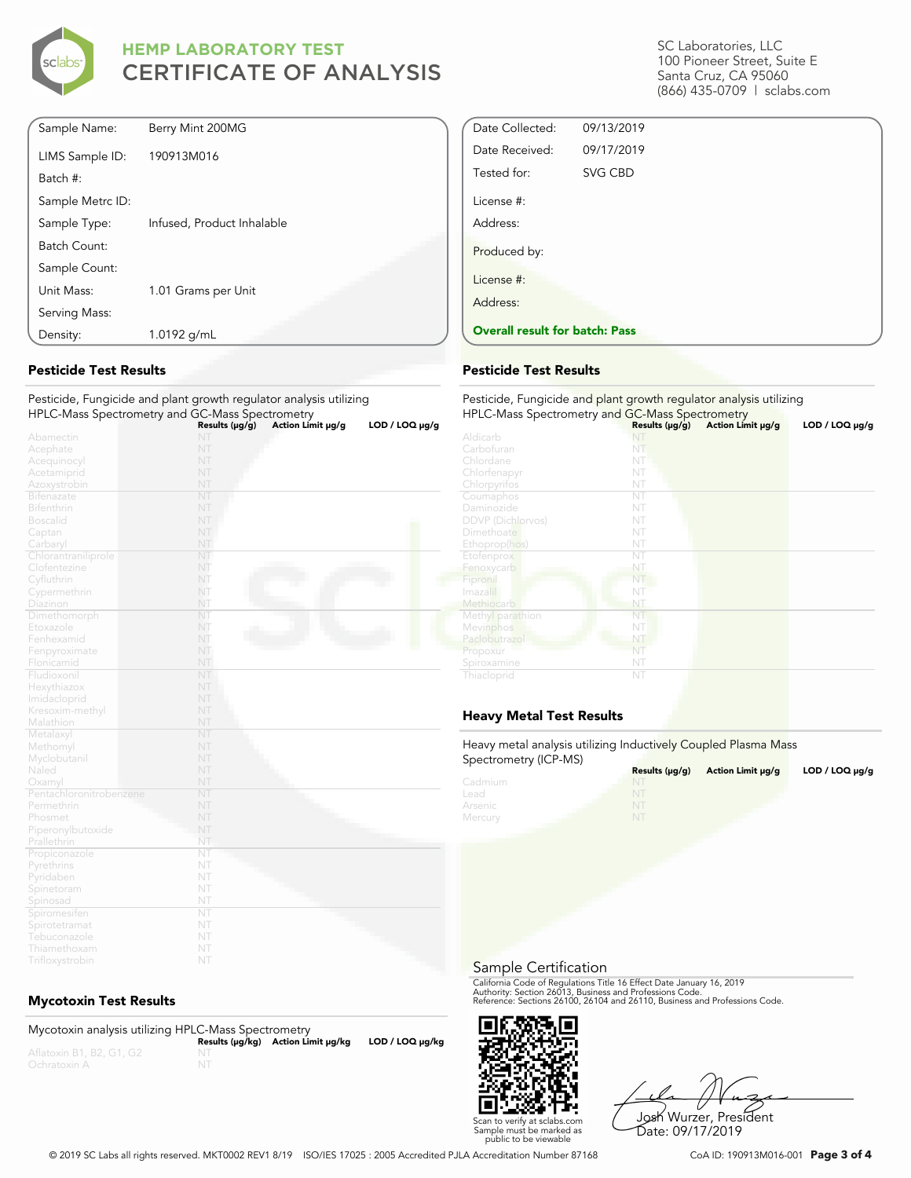# HEMP LABORATORY TEST
## CERTIFICATE OF ANALYSIS

SC Laboratories, LLC
100 Pioneer Street, Suite E
Santa Cruz, CA 95060
(866) 435-0709 | sclabs.com

| | |
|---|---|
| Sample Name: | Berry Mint 200MG |
| LIMS Sample ID: | 190913M016 |
| Batch #: | |
| Sample Metrc ID: | |
| Sample Type: | Infused, Product Inhalable |
| Batch Count: | |
| Sample Count: | |
| Unit Mass: | 1.01 Grams per Unit |
| Serving Mass: | |
| Density: | 1.0192 g/mL |

| | |
|---|---|
| Date Collected: | 09/13/2019 |
| Date Received: | 09/17/2019 |
| Tested for: | SVG CBD |
| License #: | |
| Address: | |
| Produced by: | |
| License #: | |
| Address: | |

**Overall result for batch: Pass**

### Pesticide Test Results

Pesticide, Fungicide and plant growth regulator analysis utilizing HPLC-Mass Spectrometry and GC-Mass Spectrometry

| | Results (μg/g) | Action Limit μg/g | LOD / LOQ μg/g |
|---|---|---|---|
| Abamectin | NT | | |
| Acephate | NT | | |
| Acequinocyl | NT | | |
| Acetamiprid | NT | | |
| Azoxystrobin | NT | | |
| Bifenazate | NT | | |
| Bifenthrin | NT | | |
| Boscalid | NT | | |
| Captan | NT | | |
| Carbaryl | NT | | |
| Chlorantraniliprole | NT | | |
| Clofentezine | NT | | |
| Cyfluthrin | NT | | |
| Cypermethrin | NT | | |
| Diazinon | NT | | |
| Dimethomorph | NT | | |
| Etoxazole | NT | | |
| Fenhexamid | NT | | |
| Fenpyroximate | NT | | |
| Flonicamid | NT | | |
| Fludioxonil | NT | | |
| Hexythiazox | NT | | |
| Imidacloprid | NT | | |
| Kresoxim-methyl | NT | | |
| Malathion | NT | | |
| Metalaxyl | NT | | |
| Methomyl | NT | | |
| Myclobutanil | NT | | |
| Naled | NT | | |
| Oxamyl | NT | | |
| Pentachloronitrobenzene | NT | | |
| Permethrin | NT | | |
| Phosmet | NT | | |
| Piperonylbutoxide | NT | | |
| Prallethrin | NT | | |
| Propiconazole | NT | | |
| Pyrethrins | NT | | |
| Pyridaben | NT | | |
| Spinetoram | NT | | |
| Spinosad | NT | | |
| Spiromesifen | NT | | |
| Spirotetramat | NT | | |
| Tebuconazole | NT | | |
| Thiamethoxam | NT | | |
| Trifloxystrobin | NT | | |

### Pesticide Test Results

Pesticide, Fungicide and plant growth regulator analysis utilizing HPLC-Mass Spectrometry and GC-Mass Spectrometry

| | Results (μg/g) | Action Limit μg/g | LOD / LOQ μg/g |
|---|---|---|---|
| Aldicarb | NT | | |
| Carbofuran | NT | | |
| Chlordane | NT | | |
| Chlorfenapyr | NT | | |
| Chlorpyrifos | NT | | |
| Coumaphos | NT | | |
| Daminozide | NT | | |
| DDVP (Dichlorvos) | NT | | |
| Dimethoate | NT | | |
| Ethoprop(hos) | NT | | |
| Etofenprox | NT | | |
| Fenoxycarb | NT | | |
| Fipronil | NT | | |
| Imazalil | NT | | |
| Methiocarb | NT | | |
| Methyl parathion | NT | | |
| Mevinphos | NT | | |
| Paclobutrazol | NT | | |
| Propoxur | NT | | |
| Spiroxamine | NT | | |
| Thiacloprid | NT | | |

### Mycotoxin Test Results

Mycotoxin analysis utilizing HPLC-Mass Spectrometry

| | Results (μg/kg) | Action Limit μg/kg | LOD / LOQ μg/kg |
|---|---|---|---|
| Aflatoxin B1, B2, G1, G2 | NT | | |
| Ochratoxin A | NT | | |

### Heavy Metal Test Results

Heavy metal analysis utilizing Inductively Coupled Plasma Mass Spectrometry (ICP-MS)

| | Results (μg/g) | Action Limit μg/g | LOD / LOQ μg/g |
|---|---|---|---|
| Cadmium | NT | | |
| Lead | NT | | |
| Arsenic | NT | | |
| Mercury | NT | | |

### Sample Certification

California Code of Regulations Title 16 Effect Date January 16, 2019
Authority: Section 26013, Business and Professions Code.
Reference: Sections 26100, 26104 and 26110, Business and Professions Code.

Scan to verify at sclabs.com
Sample must be marked as public to be viewable

Josh Wurzer, President
Date: 09/17/2019

© 2019 SC Labs all rights reserved. MKT0002 REV1 8/19 ISO/IES 17025 : 2005 Accredited PJLA Accreditation Number 87168

CoA ID: 190913M016-001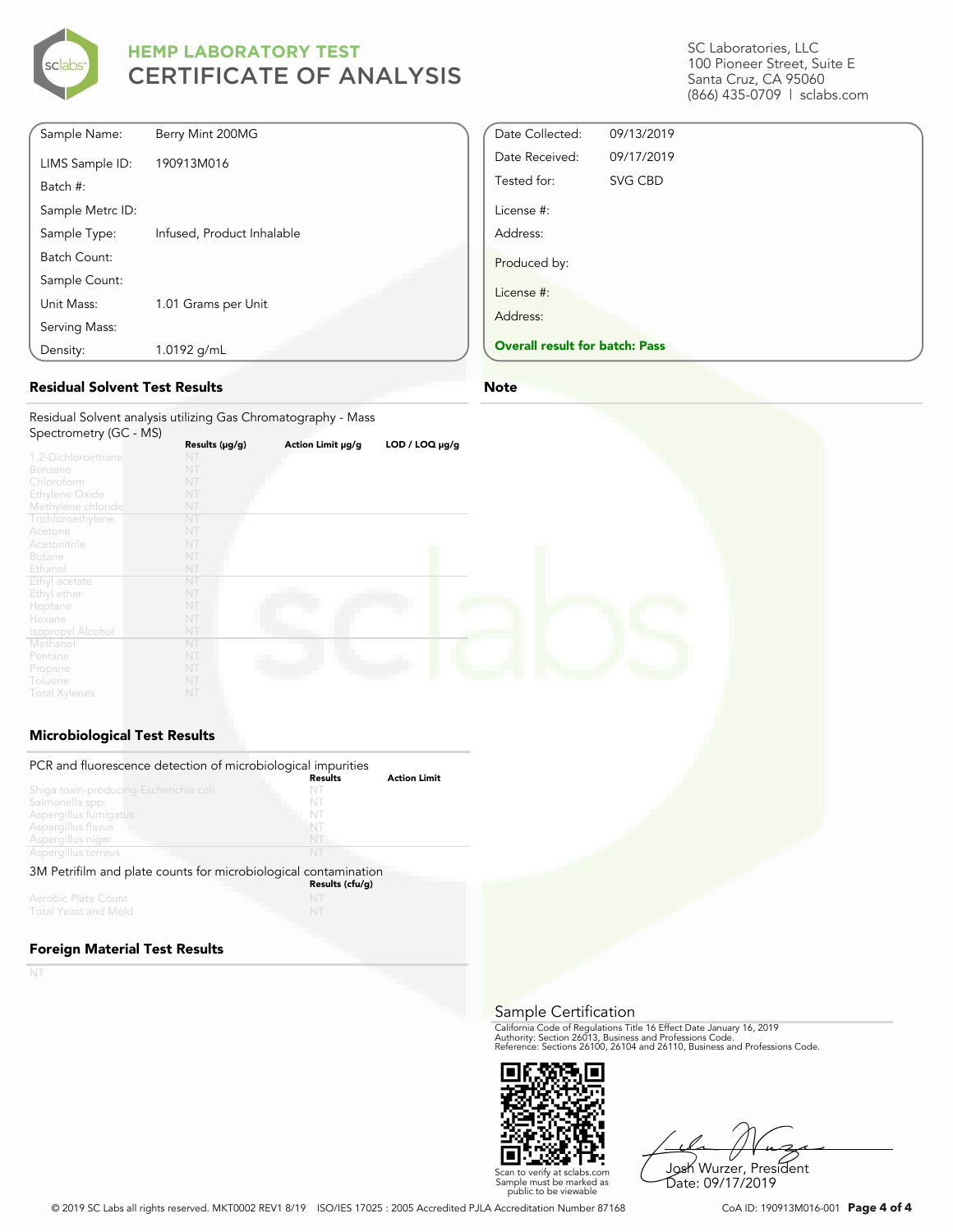# HEMP LABORATORY TEST
## CERTIFICATE OF ANALYSIS

SC Laboratories, LLC
100 Pioneer Street, Suite E
Santa Cruz, CA 95060
(866) 435-0709 | sclabs.com

| | |
|---|---|
| Sample Name: | Berry Mint 200MG |
| LIMS Sample ID: | 190913M016 |
| Batch #: | |
| Sample Metrc ID: | |
| Sample Type: | Infused, Product Inhalable |
| Batch Count: | |
| Sample Count: | |
| Unit Mass: | 1.01 Grams per Unit |
| Serving Mass: | |
| Density: | 1.0192 g/mL |

| | |
|---|---|
| Date Collected: | 09/13/2019 |
| Date Received: | 09/17/2019 |
| Tested for: | SVG CBD |
| License #: | |
| Address: | |
| Produced by: | |
| License #: | |
| Address: | |

**Overall result for batch: Pass**

### Residual Solvent Test Results

Residual Solvent analysis utilizing Gas Chromatography - Mass Spectrometry (GC - MS)

| | Results (µg/g) | Action Limit µg/g | LOD / LOQ µg/g |
|---|---|---|---|
| 1,2-Dichloroethane | NT | | |
| Benzene | NT | | |
| Chloroform | NT | | |
| Ethylene Oxide | NT | | |
| Methylene chloride | NT | | |
| Trichloroethylene | NT | | |
| Acetone | NT | | |
| Acetonitrile | NT | | |
| Butane | NT | | |
| Ethanol | NT | | |
| Ethyl acetate | NT | | |
| Ethyl ether | NT | | |
| Heptane | NT | | |
| Hexane | NT | | |
| Isopropyl Alcohol | NT | | |
| Methanol | NT | | |
| Pentane | NT | | |
| Propane | NT | | |
| Toluene | NT | | |
| Total Xylenes | NT | | |

### Note

### Microbiological Test Results

PCR and fluorescence detection of microbiological impurities

| | Results | Action Limit |
|---|---|---|
| Shiga toxin-producing Escherichia coli | NT | |
| Salmonella spp. | NT | |
| Aspergillus fumigatus | NT | |
| Aspergillus flavus | NT | |
| Aspergillus niger | NT | |
| Aspergillus terreus | NT | |

3M Petrifilm and plate counts for microbiological contamination

| | Results (cfu/g) |
|---|---|
| Aerobic Plate Count | NT |
| Total Yeast and Mold | NT |

### Foreign Material Test Results

NT

### Sample Certification

California Code of Regulations Title 16 Effect Date January 16, 2019
Authority: Section 26013, Business and Professions Code.
Reference: Sections 26100, 26104 and 26110, Business and Professions Code.

Scan to verify at sclabs.com
Sample must be marked as public to be viewable

Josh Wurzer, President
Date: 09/17/2019

© 2019 SC Labs all rights reserved. MKT0002 REV1 8/19 ISO/IES 17025 : 2005 Accredited PJLA Accreditation Number 87168

CoA ID: 190913M016-001